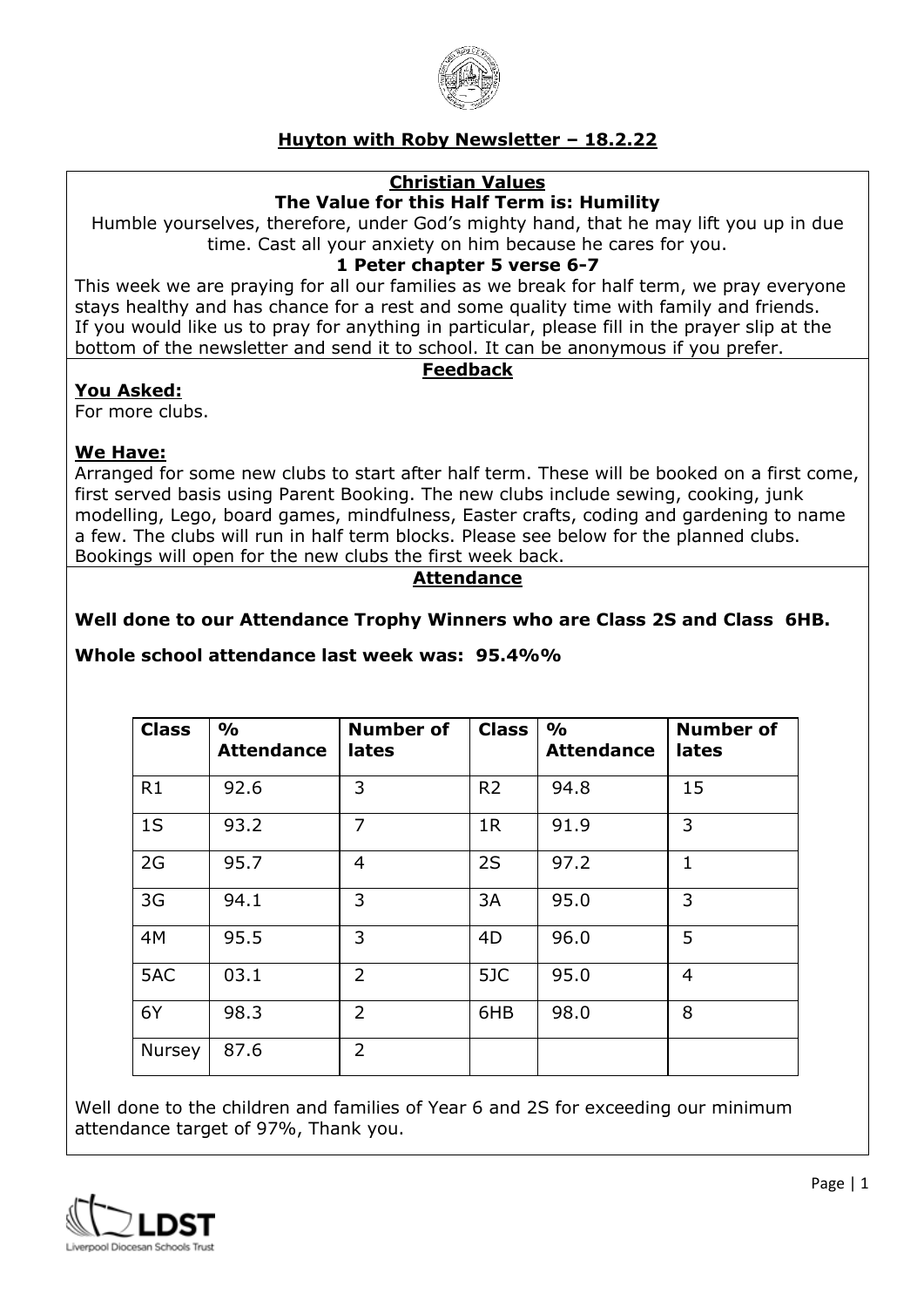# Huyton with Roby Newsletter – 18.2.22

## Christian Values

**The Value for this Half Term is: Humility**

Humble yourselves, therefore, under God's mighty hand, that he may lift you up in due time. Cast all your anxiety on him because he cares for you.

**1 Peter chapter 5 verse 6-7**

This week we are praying for all our families as we break for half term, we pray everyone stays healthy and has chance for a rest and some quality time with family and friends. If you would like us to pray for anything in particular, please fill in the prayer slip at the bottom of the newsletter and send it to school. It can be anonymous if you prefer.

## Feedback

**You Asked:**

For more clubs.

**We Have:**

Arranged for some new clubs to start after half term. These will be booked on a first come, first served basis using Parent Booking. The new clubs include sewing, cooking, junk modelling, Lego, board games, mindfulness, Easter crafts, coding and gardening to name a few. The clubs will run in half term blocks. Please see below for the planned clubs. Bookings will open for the new clubs the first week back.

## Attendance

**Well done to our Attendance Trophy Winners who are Class 2S and Class 6HB.**

**Whole school attendance last week was: 95.4%%**

| Class | % Attendance | Number of lates | Class | % Attendance | Number of lates |
|---|---|---|---|---|---|
| R1 | 92.6 | 3 | R2 | 94.8 | 15 |
| 1S | 93.2 | 7 | 1R | 91.9 | 3 |
| 2G | 95.7 | 4 | 2S | 97.2 | 1 |
| 3G | 94.1 | 3 | 3A | 95.0 | 3 |
| 4M | 95.5 | 3 | 4D | 96.0 | 5 |
| 5AC | 03.1 | 2 | 5JC | 95.0 | 4 |
| 6Y | 98.3 | 2 | 6HB | 98.0 | 8 |
| Nursey | 87.6 | 2 | | | |

Well done to the children and families of Year 6 and 2S for exceeding our minimum attendance target of 97%, Thank you.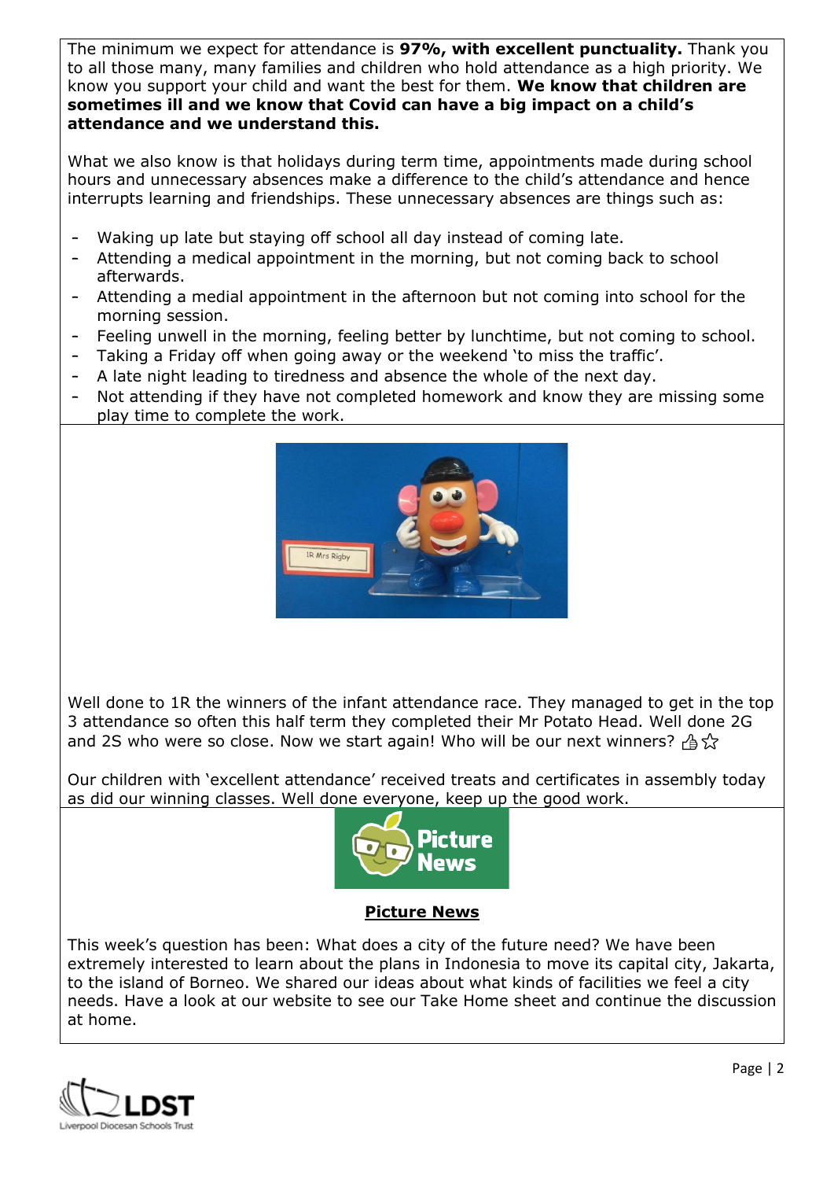The minimum we expect for attendance is **97%, with excellent punctuality.** Thank you to all those many, many families and children who hold attendance as a high priority. We know you support your child and want the best for them. **We know that children are sometimes ill and we know that Covid can have a big impact on a child's attendance and we understand this.**

What we also know is that holidays during term time, appointments made during school hours and unnecessary absences make a difference to the child's attendance and hence interrupts learning and friendships. These unnecessary absences are things such as:

- Waking up late but staying off school all day instead of coming late.
- Attending a medical appointment in the morning, but not coming back to school afterwards.
- Attending a medial appointment in the afternoon but not coming into school for the morning session.
- Feeling unwell in the morning, feeling better by lunchtime, but not coming to school.
- Taking a Friday off when going away or the weekend 'to miss the traffic'.
- A late night leading to tiredness and absence the whole of the next day.
- Not attending if they have not completed homework and know they are missing some play time to complete the work.

Well done to 1R the winners of the infant attendance race. They managed to get in the top 3 attendance so often this half term they completed their Mr Potato Head. Well done 2G and 2S who were so close. Now we start again! Who will be our next winners? 👍☆

Our children with 'excellent attendance' received treats and certificates in assembly today as did our winning classes. Well done everyone, keep up the good work.

## Picture News

This week's question has been: What does a city of the future need? We have been extremely interested to learn about the plans in Indonesia to move its capital city, Jakarta, to the island of Borneo. We shared our ideas about what kinds of facilities we feel a city needs. Have a look at our website to see our Take Home sheet and continue the discussion at home.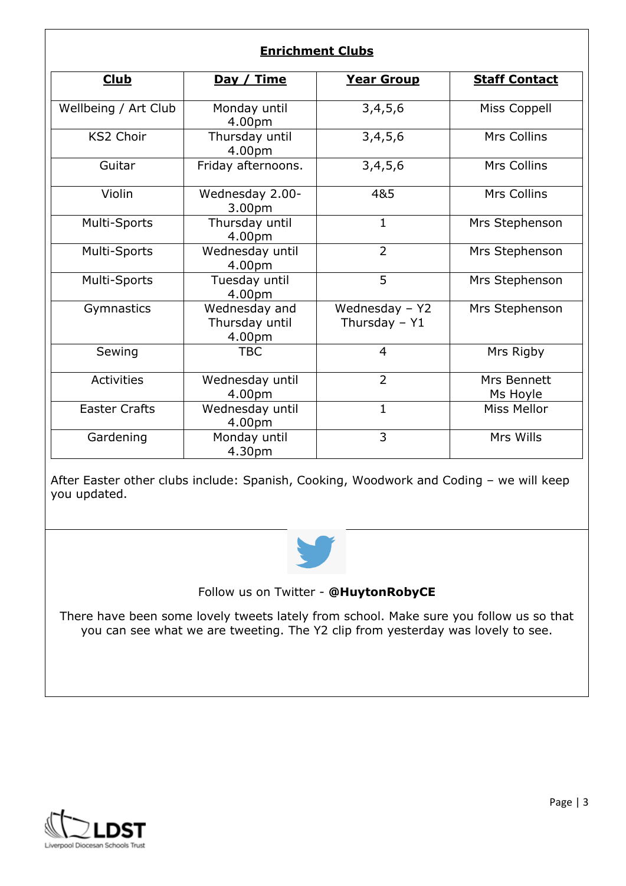## Enrichment Clubs

| Club | Day / Time | Year Group | Staff Contact |
|---|---|---|---|
| Wellbeing / Art Club | Monday until 4.00pm | 3,4,5,6 | Miss Coppell |
| KS2 Choir | Thursday until 4.00pm | 3,4,5,6 | Mrs Collins |
| Guitar | Friday afternoons. | 3,4,5,6 | Mrs Collins |
| Violin | Wednesday 2.00-3.00pm | 4&5 | Mrs Collins |
| Multi-Sports | Thursday until 4.00pm | 1 | Mrs Stephenson |
| Multi-Sports | Wednesday until 4.00pm | 2 | Mrs Stephenson |
| Multi-Sports | Tuesday until 4.00pm | 5 | Mrs Stephenson |
| Gymnastics | Wednesday and Thursday until 4.00pm | Wednesday – Y2 Thursday – Y1 | Mrs Stephenson |
| Sewing | TBC | 4 | Mrs Rigby |
| Activities | Wednesday until 4.00pm | 2 | Mrs Bennett Ms Hoyle |
| Easter Crafts | Wednesday until 4.00pm | 1 | Miss Mellor |
| Gardening | Monday until 4.30pm | 3 | Mrs Wills |

After Easter other clubs include: Spanish, Cooking, Woodwork and Coding – we will keep you updated.

Follow us on Twitter - **@HuytonRobyCE**

There have been some lovely tweets lately from school. Make sure you follow us so that you can see what we are tweeting. The Y2 clip from yesterday was lovely to see.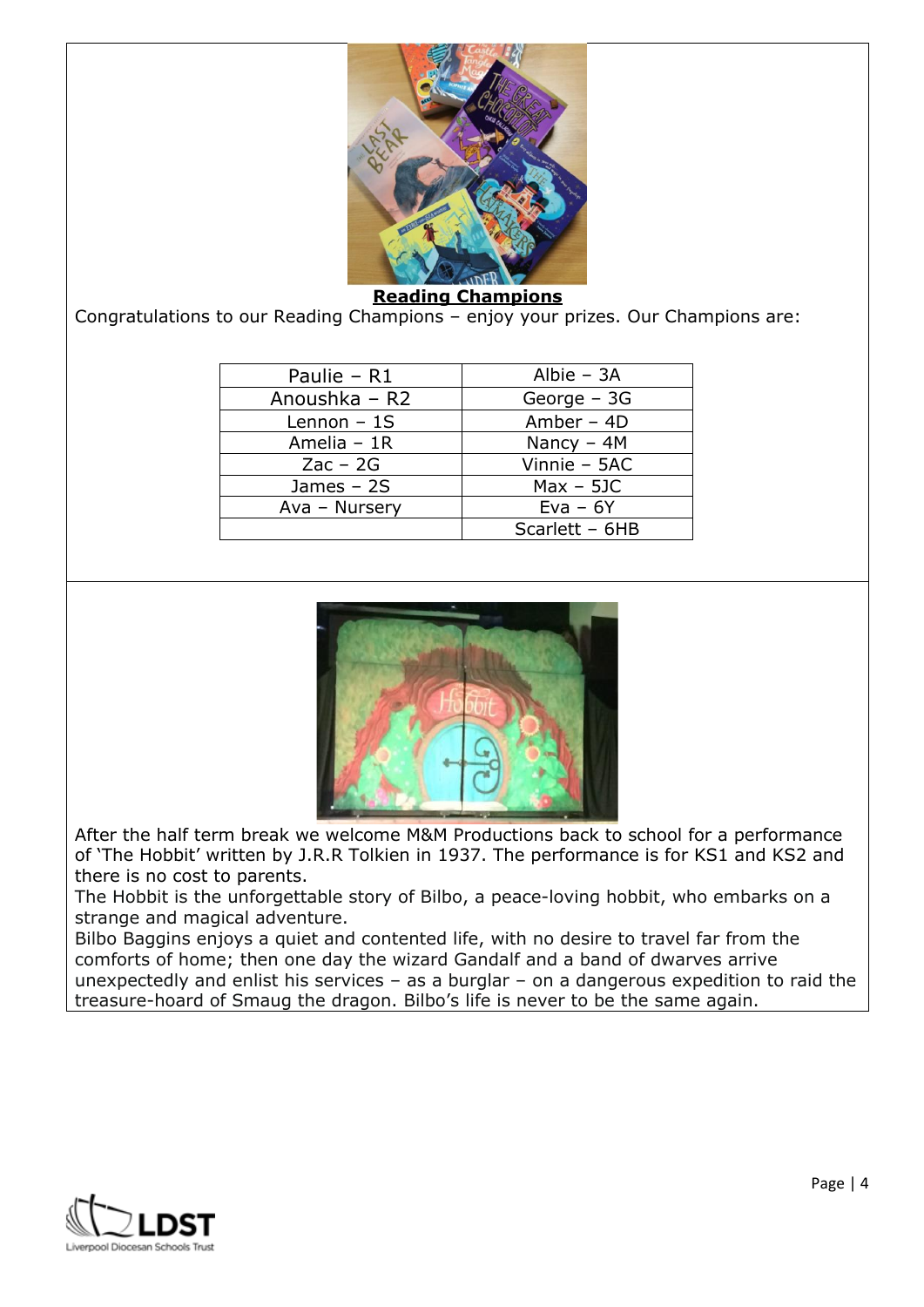**Reading Champions**

Congratulations to our Reading Champions – enjoy your prizes. Our Champions are:

| | |
|---|---|
| Paulie – R1 | Albie – 3A |
| Anoushka – R2 | George – 3G |
| Lennon – 1S | Amber – 4D |
| Amelia – 1R | Nancy – 4M |
| Zac – 2G | Vinnie – 5AC |
| James – 2S | Max – 5JC |
| Ava – Nursery | Eva – 6Y |
| | Scarlett – 6HB |

After the half term break we welcome M&M Productions back to school for a performance of 'The Hobbit' written by J.R.R Tolkien in 1937. The performance is for KS1 and KS2 and there is no cost to parents.

The Hobbit is the unforgettable story of Bilbo, a peace-loving hobbit, who embarks on a strange and magical adventure.

Bilbo Baggins enjoys a quiet and contented life, with no desire to travel far from the comforts of home; then one day the wizard Gandalf and a band of dwarves arrive unexpectedly and enlist his services – as a burglar – on a dangerous expedition to raid the treasure-hoard of Smaug the dragon. Bilbo's life is never to be the same again.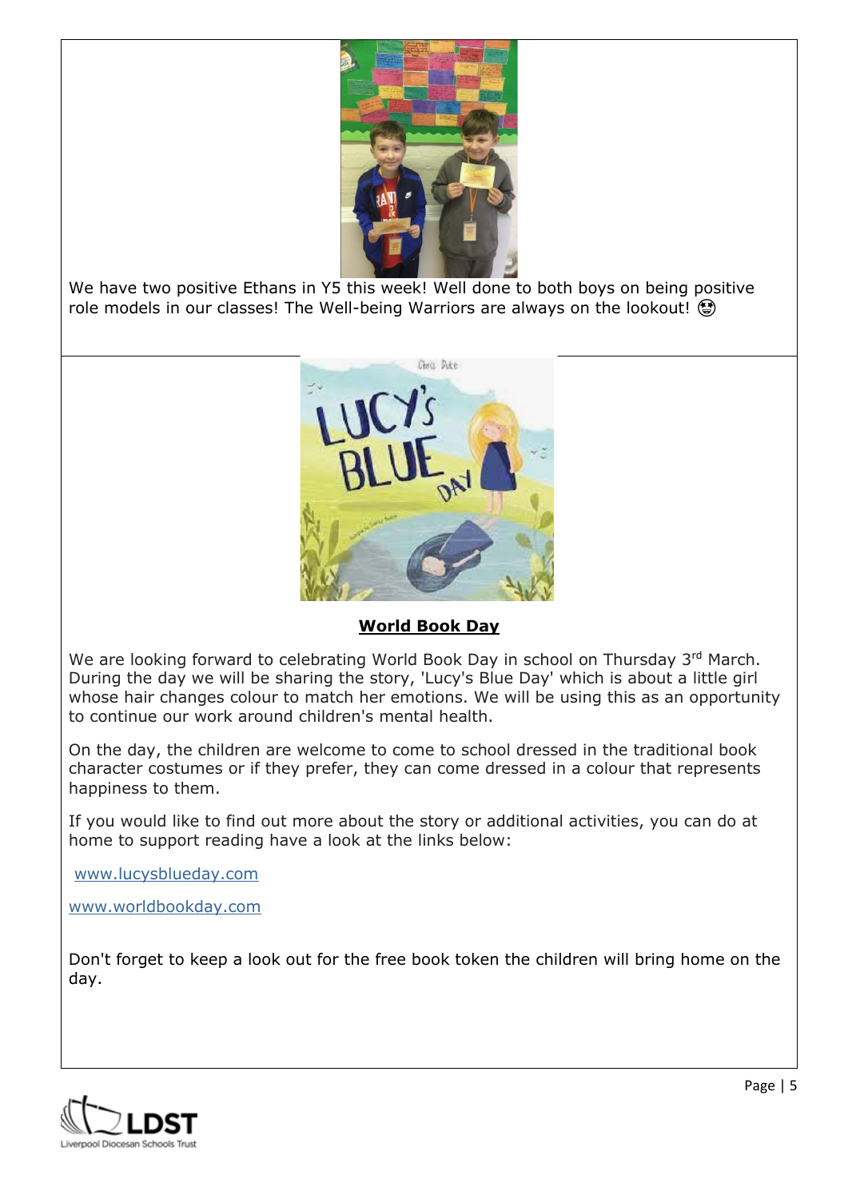We have two positive Ethans in Y5 this week! Well done to both boys on being positive role models in our classes! The Well-being Warriors are always on the lookout! 😍

## World Book Day

We are looking forward to celebrating World Book Day in school on Thursday 3rd March. During the day we will be sharing the story, 'Lucy's Blue Day' which is about a little girl whose hair changes colour to match her emotions. We will be using this as an opportunity to continue our work around children's mental health.

On the day, the children are welcome to come to school dressed in the traditional book character costumes or if they prefer, they can come dressed in a colour that represents happiness to them.

If you would like to find out more about the story or additional activities, you can do at home to support reading have a look at the links below:

www.lucysblueday.com

www.worldbookday.com

Don't forget to keep a look out for the free book token the children will bring home on the day.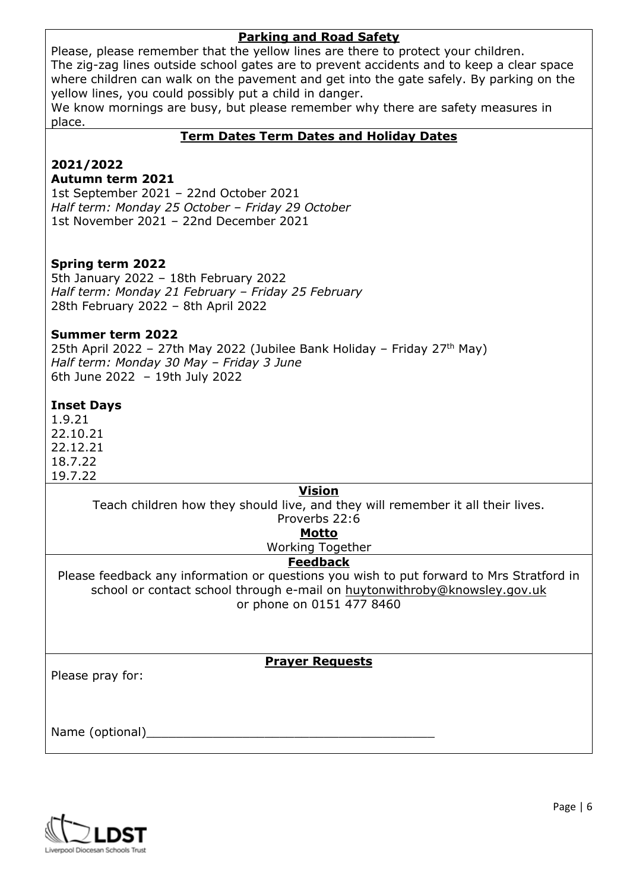## Parking and Road Safety

Please, please remember that the yellow lines are there to protect your children.
The zig-zag lines outside school gates are to prevent accidents and to keep a clear space where children can walk on the pavement and get into the gate safely. By parking on the yellow lines, you could possibly put a child in danger.
We know mornings are busy, but please remember why there are safety measures in place.

## Term Dates Term Dates and Holiday Dates

**2021/2022**

**Autumn term 2021**

1st September 2021 – 22nd October 2021
*Half term: Monday 25 October – Friday 29 October*
1st November 2021 – 22nd December 2021

**Spring term 2022**

5th January 2022 – 18th February 2022
*Half term: Monday 21 February – Friday 25 February*
28th February 2022 – 8th April 2022

**Summer term 2022**

25th April 2022 – 27th May 2022 (Jubilee Bank Holiday – Friday 27th May)
*Half term: Monday 30 May – Friday 3 June*
6th June 2022 – 19th July 2022

**Inset Days**

1.9.21
22.10.21
22.12.21
18.7.22
19.7.22

## Vision

Teach children how they should live, and they will remember it all their lives.
Proverbs 22:6

## Motto

Working Together

## Feedback

Please feedback any information or questions you wish to put forward to Mrs Stratford in school or contact school through e-mail on huytonwithroby@knowsley.gov.uk or phone on 0151 477 8460

## Prayer Requests

Please pray for:

Name (optional)_______________________________________

Liverpool Diocesan Schools Trust